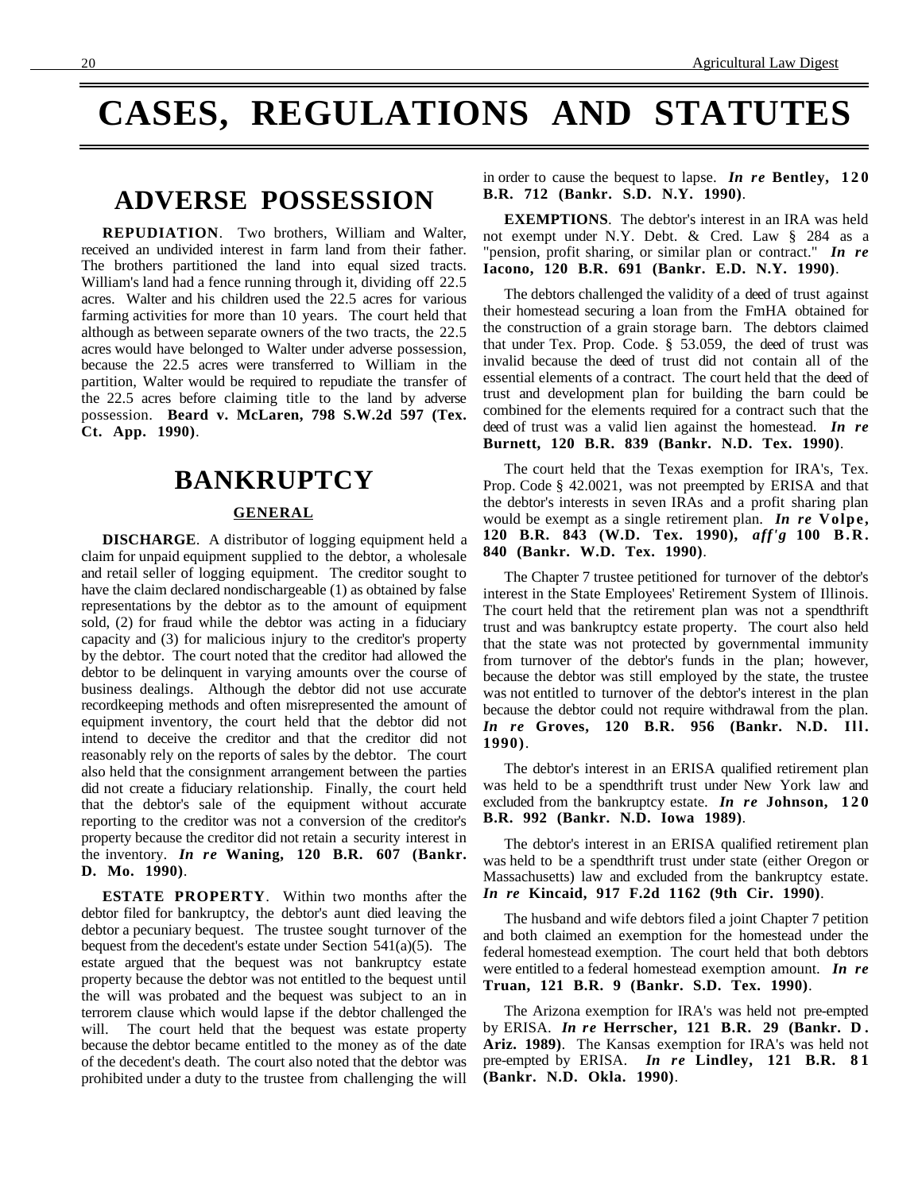# CASES, REGULATIONS AND STATUTES

## ADVERSE POSSESSION

**REPUDIATION**. Two brothers, William and Walter, received an undivided interest in farm land from their father. The brothers partitioned the land into equal sized tracts. William's land had a fence running through it, dividing off 22.5 acres. Walter and his children used the 22.5 acres for various farming activities for more than 10 years. The court held that although as between separate owners of the two tracts, the 22.5 acres would have belonged to Walter under adverse possession, because the 22.5 acres were transferred to William in the partition, Walter would be required to repudiate the transfer of the 22.5 acres before claiming title to the land by adverse possession. **Beard v. McLaren, 798 S.W.2d 597 (Tex. Ct. App. 1990)**.

## BANKRUPTCY

### GENERAL

**DISCHARGE**. A distributor of logging equipment held a claim for unpaid equipment supplied to the debtor, a wholesale and retail seller of logging equipment. The creditor sought to have the claim declared nondischargeable (1) as obtained by false representations by the debtor as to the amount of equipment sold, (2) for fraud while the debtor was acting in a fiduciary capacity and (3) for malicious injury to the creditor's property by the debtor. The court noted that the creditor had allowed the debtor to be delinquent in varying amounts over the course of business dealings. Although the debtor did not use accurate recordkeeping methods and often misrepresented the amount of equipment inventory, the court held that the debtor did not intend to deceive the creditor and that the creditor did not reasonably rely on the reports of sales by the debtor. The court also held that the consignment arrangement between the parties did not create a fiduciary relationship. Finally, the court held that the debtor's sale of the equipment without accurate reporting to the creditor was not a conversion of the creditor's property because the creditor did not retain a security interest in the inventory. ***In re* Waning, 120 B.R. 607 (Bankr. D. Mo. 1990)**.

**ESTATE PROPERTY**. Within two months after the debtor filed for bankruptcy, the debtor's aunt died leaving the debtor a pecuniary bequest. The trustee sought turnover of the bequest from the decedent's estate under Section 541(a)(5). The estate argued that the bequest was not bankruptcy estate property because the debtor was not entitled to the bequest until the will was probated and the bequest was subject to an in terrorem clause which would lapse if the debtor challenged the will. The court held that the bequest was estate property because the debtor became entitled to the money as of the date of the decedent's death. The court also noted that the debtor was prohibited under a duty to the trustee from challenging the will in order to cause the bequest to lapse. ***In re* Bentley, 120 B.R. 712 (Bankr. S.D. N.Y. 1990)**.

**EXEMPTIONS**. The debtor's interest in an IRA was held not exempt under N.Y. Debt. & Cred. Law § 284 as a "pension, profit sharing, or similar plan or contract." ***In re* Iacono, 120 B.R. 691 (Bankr. E.D. N.Y. 1990)**.

The debtors challenged the validity of a deed of trust against their homestead securing a loan from the FmHA obtained for the construction of a grain storage barn. The debtors claimed that under Tex. Prop. Code. § 53.059, the deed of trust was invalid because the deed of trust did not contain all of the essential elements of a contract. The court held that the deed of trust and development plan for building the barn could be combined for the elements required for a contract such that the deed of trust was a valid lien against the homestead. ***In re* Burnett, 120 B.R. 839 (Bankr. N.D. Tex. 1990)**.

The court held that the Texas exemption for IRA's, Tex. Prop. Code § 42.0021, was not preempted by ERISA and that the debtor's interests in seven IRAs and a profit sharing plan would be exempt as a single retirement plan. ***In re* Volpe, 120 B.R. 843 (W.D. Tex. 1990), *aff'g* 100 B.R. 840 (Bankr. W.D. Tex. 1990)**.

The Chapter 7 trustee petitioned for turnover of the debtor's interest in the State Employees' Retirement System of Illinois. The court held that the retirement plan was not a spendthrift trust and was bankruptcy estate property. The court also held that the state was not protected by governmental immunity from turnover of the debtor's funds in the plan; however, because the debtor was still employed by the state, the trustee was not entitled to turnover of the debtor's interest in the plan because the debtor could not require withdrawal from the plan. ***In re* Groves, 120 B.R. 956 (Bankr. N.D. Ill. 1990)**.

The debtor's interest in an ERISA qualified retirement plan was held to be a spendthrift trust under New York law and excluded from the bankruptcy estate. ***In re* Johnson, 120 B.R. 992 (Bankr. N.D. Iowa 1989)**.

The debtor's interest in an ERISA qualified retirement plan was held to be a spendthrift trust under state (either Oregon or Massachusetts) law and excluded from the bankruptcy estate. ***In re* Kincaid, 917 F.2d 1162 (9th Cir. 1990)**.

The husband and wife debtors filed a joint Chapter 7 petition and both claimed an exemption for the homestead under the federal homestead exemption. The court held that both debtors were entitled to a federal homestead exemption amount. ***In re* Truan, 121 B.R. 9 (Bankr. S.D. Tex. 1990)**.

The Arizona exemption for IRA's was held not pre-empted by ERISA. ***In re* Herrscher, 121 B.R. 29 (Bankr. D. Ariz. 1989)**. The Kansas exemption for IRA's was held not pre-empted by ERISA. ***In re* Lindley, 121 B.R. 81 (Bankr. N.D. Okla. 1990)**.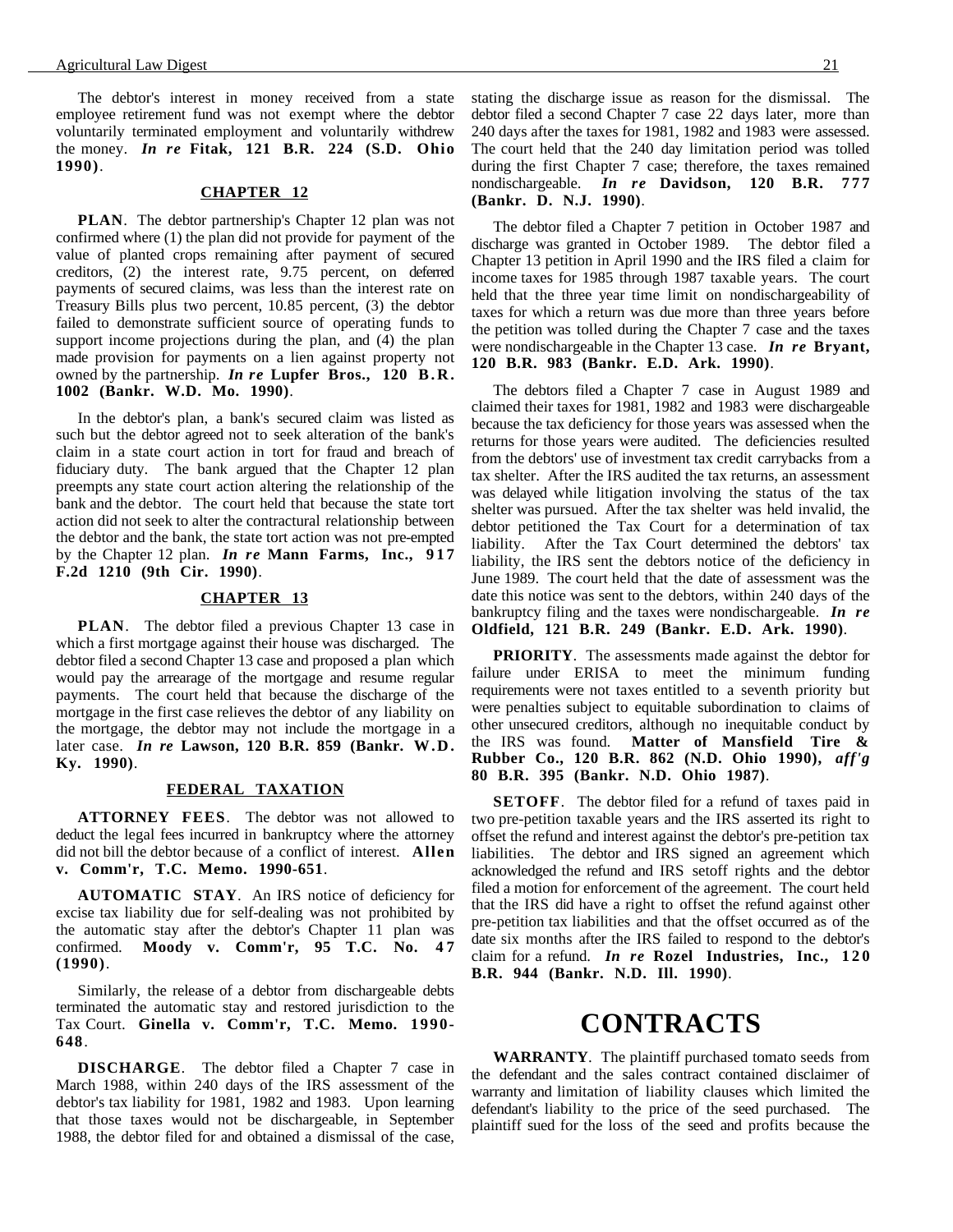The debtor's interest in money received from a state employee retirement fund was not exempt where the debtor voluntarily terminated employment and voluntarily withdrew the money. ***In re* Fitak, 121 B.R. 224 (S.D. Ohio 1990)**.

### CHAPTER 12

**PLAN**. The debtor partnership's Chapter 12 plan was not confirmed where (1) the plan did not provide for payment of the value of planted crops remaining after payment of secured creditors, (2) the interest rate, 9.75 percent, on deferred payments of secured claims, was less than the interest rate on Treasury Bills plus two percent, 10.85 percent, (3) the debtor failed to demonstrate sufficient source of operating funds to support income projections during the plan, and (4) the plan made provision for payments on a lien against property not owned by the partnership. ***In re* Lupfer Bros., 120 B.R. 1002 (Bankr. W.D. Mo. 1990)**.

In the debtor's plan, a bank's secured claim was listed as such but the debtor agreed not to seek alteration of the bank's claim in a state court action in tort for fraud and breach of fiduciary duty. The bank argued that the Chapter 12 plan preempts any state court action altering the relationship of the bank and the debtor. The court held that because the state tort action did not seek to alter the contractual relationship between the debtor and the bank, the state tort action was not pre-empted by the Chapter 12 plan. ***In re* Mann Farms, Inc., 917 F.2d 1210 (9th Cir. 1990)**.

### CHAPTER 13

**PLAN**. The debtor filed a previous Chapter 13 case in which a first mortgage against their house was discharged. The debtor filed a second Chapter 13 case and proposed a plan which would pay the arrearage of the mortgage and resume regular payments. The court held that because the discharge of the mortgage in the first case relieves the debtor of any liability on the mortgage, the debtor may not include the mortgage in a later case. ***In re* Lawson, 120 B.R. 859 (Bankr. W.D. Ky. 1990)**.

### FEDERAL TAXATION

**ATTORNEY FEES**. The debtor was not allowed to deduct the legal fees incurred in bankruptcy where the attorney did not bill the debtor because of a conflict of interest. **Allen v. Comm'r, T.C. Memo. 1990-651**.

**AUTOMATIC STAY**. An IRS notice of deficiency for excise tax liability due for self-dealing was not prohibited by the automatic stay after the debtor's Chapter 11 plan was confirmed. **Moody v. Comm'r, 95 T.C. No. 47 (1990)**.

Similarly, the release of a debtor from dischargeable debts terminated the automatic stay and restored jurisdiction to the Tax Court. **Ginella v. Comm'r, T.C. Memo. 1990-648**.

**DISCHARGE**. The debtor filed a Chapter 7 case in March 1988, within 240 days of the IRS assessment of the debtor's tax liability for 1981, 1982 and 1983. Upon learning that those taxes would not be dischargeable, in September 1988, the debtor filed for and obtained a dismissal of the case, stating the discharge issue as reason for the dismissal. The debtor filed a second Chapter 7 case 22 days later, more than 240 days after the taxes for 1981, 1982 and 1983 were assessed. The court held that the 240 day limitation period was tolled during the first Chapter 7 case; therefore, the taxes remained nondischargeable. ***In re* Davidson, 120 B.R. 777 (Bankr. D. N.J. 1990)**.

The debtor filed a Chapter 7 petition in October 1987 and discharge was granted in October 1989. The debtor filed a Chapter 13 petition in April 1990 and the IRS filed a claim for income taxes for 1985 through 1987 taxable years. The court held that the three year time limit on nondischargeability of taxes for which a return was due more than three years before the petition was tolled during the Chapter 7 case and the taxes were nondischargeable in the Chapter 13 case. ***In re* Bryant, 120 B.R. 983 (Bankr. E.D. Ark. 1990)**.

The debtors filed a Chapter 7 case in August 1989 and claimed their taxes for 1981, 1982 and 1983 were dischargeable because the tax deficiency for those years was assessed when the returns for those years were audited. The deficiencies resulted from the debtors' use of investment tax credit carrybacks from a tax shelter. After the IRS audited the tax returns, an assessment was delayed while litigation involving the status of the tax shelter was pursued. After the tax shelter was held invalid, the debtor petitioned the Tax Court for a determination of tax liability. After the Tax Court determined the debtors' tax liability, the IRS sent the debtors notice of the deficiency in June 1989. The court held that the date of assessment was the date this notice was sent to the debtors, within 240 days of the bankruptcy filing and the taxes were nondischargeable. ***In re* Oldfield, 121 B.R. 249 (Bankr. E.D. Ark. 1990)**.

**PRIORITY**. The assessments made against the debtor for failure under ERISA to meet the minimum funding requirements were not taxes entitled to a seventh priority but were penalties subject to equitable subordination to claims of other unsecured creditors, although no inequitable conduct by the IRS was found. **Matter of Mansfield Tire & Rubber Co., 120 B.R. 862 (N.D. Ohio 1990),** ***aff'g*** **80 B.R. 395 (Bankr. N.D. Ohio 1987)**.

**SETOFF**. The debtor filed for a refund of taxes paid in two pre-petition taxable years and the IRS asserted its right to offset the refund and interest against the debtor's pre-petition tax liabilities. The debtor and IRS signed an agreement which acknowledged the refund and IRS setoff rights and the debtor filed a motion for enforcement of the agreement. The court held that the IRS did have a right to offset the refund against other pre-petition tax liabilities and that the offset occurred as of the date six months after the IRS failed to respond to the debtor's claim for a refund. ***In re* Rozel Industries, Inc., 120 B.R. 944 (Bankr. N.D. Ill. 1990)**.

## CONTRACTS

**WARRANTY**. The plaintiff purchased tomato seeds from the defendant and the sales contract contained disclaimer of warranty and limitation of liability clauses which limited the defendant's liability to the price of the seed purchased. The plaintiff sued for the loss of the seed and profits because the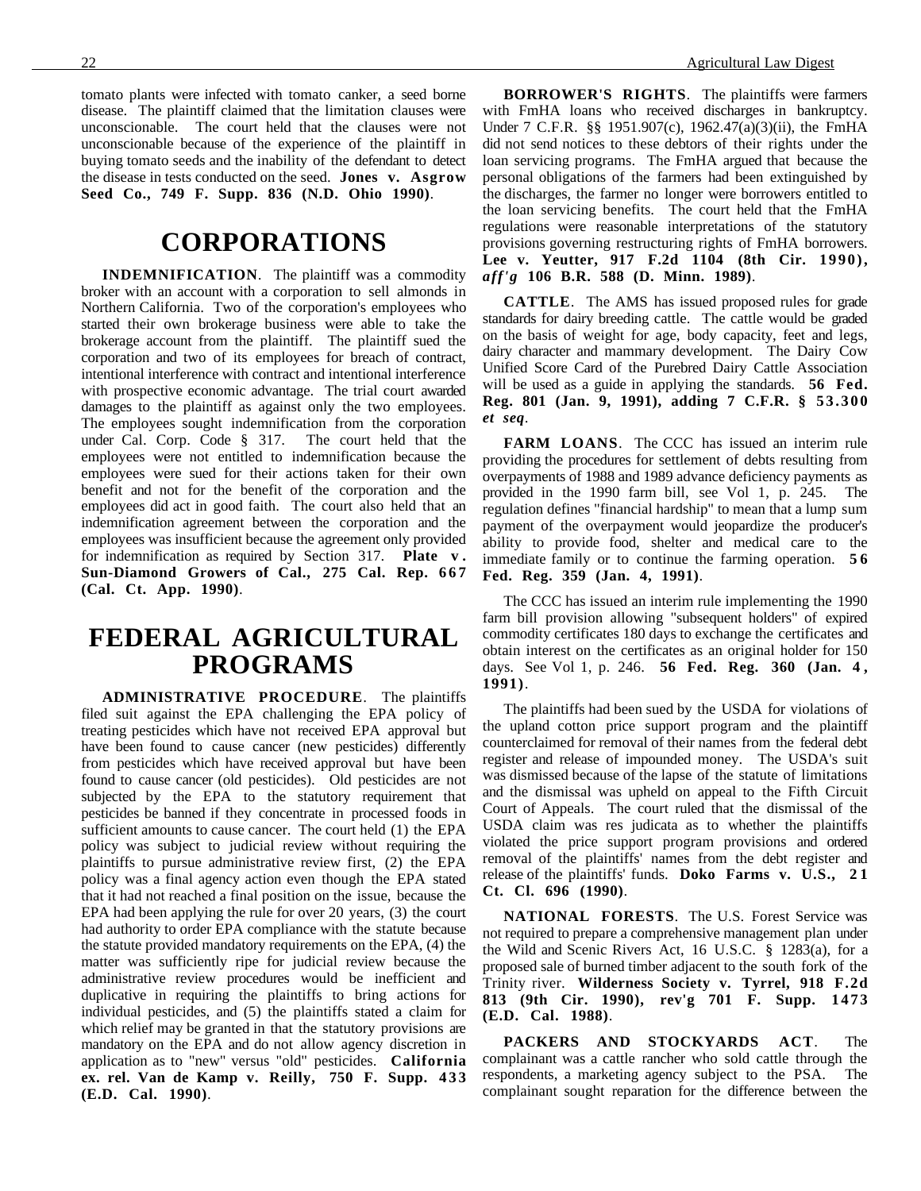tomato plants were infected with tomato canker, a seed borne disease. The plaintiff claimed that the limitation clauses were unconscionable. The court held that the clauses were not unconscionable because of the experience of the plaintiff in buying tomato seeds and the inability of the defendant to detect the disease in tests conducted on the seed. **Jones v. Asgrow Seed Co., 749 F. Supp. 836 (N.D. Ohio 1990)**.

# CORPORATIONS

**INDEMNIFICATION**. The plaintiff was a commodity broker with an account with a corporation to sell almonds in Northern California. Two of the corporation's employees who started their own brokerage business were able to take the brokerage account from the plaintiff. The plaintiff sued the corporation and two of its employees for breach of contract, intentional interference with contract and intentional interference with prospective economic advantage. The trial court awarded damages to the plaintiff as against only the two employees. The employees sought indemnification from the corporation under Cal. Corp. Code § 317. The court held that the employees were not entitled to indemnification because the employees were sued for their actions taken for their own benefit and not for the benefit of the corporation and the employees did act in good faith. The court also held that an indemnification agreement between the corporation and the employees was insufficient because the agreement only provided for indemnification as required by Section 317. **Plate v. Sun-Diamond Growers of Cal., 275 Cal. Rep. 667 (Cal. Ct. App. 1990)**.

# FEDERAL AGRICULTURAL PROGRAMS

**ADMINISTRATIVE PROCEDURE**. The plaintiffs filed suit against the EPA challenging the EPA policy of treating pesticides which have not received EPA approval but have been found to cause cancer (new pesticides) differently from pesticides which have received approval but have been found to cause cancer (old pesticides). Old pesticides are not subjected by the EPA to the statutory requirement that pesticides be banned if they concentrate in processed foods in sufficient amounts to cause cancer. The court held (1) the EPA policy was subject to judicial review without requiring the plaintiffs to pursue administrative review first, (2) the EPA policy was a final agency action even though the EPA stated that it had not reached a final position on the issue, because the EPA had been applying the rule for over 20 years, (3) the court had authority to order EPA compliance with the statute because the statute provided mandatory requirements on the EPA, (4) the matter was sufficiently ripe for judicial review because the administrative review procedures would be inefficient and duplicative in requiring the plaintiffs to bring actions for individual pesticides, and (5) the plaintiffs stated a claim for which relief may be granted in that the statutory provisions are mandatory on the EPA and do not allow agency discretion in application as to "new" versus "old" pesticides. **California ex. rel. Van de Kamp v. Reilly, 750 F. Supp. 433 (E.D. Cal. 1990)**.

**BORROWER'S RIGHTS**. The plaintiffs were farmers with FmHA loans who received discharges in bankruptcy. Under 7 C.F.R. §§ 1951.907(c), 1962.47(a)(3)(ii), the FmHA did not send notices to these debtors of their rights under the loan servicing programs. The FmHA argued that because the personal obligations of the farmers had been extinguished by the discharges, the farmer no longer were borrowers entitled to the loan servicing benefits. The court held that the FmHA regulations were reasonable interpretations of the statutory provisions governing restructuring rights of FmHA borrowers. **Lee v. Yeutter, 917 F.2d 1104 (8th Cir. 1990), *aff'g* 106 B.R. 588 (D. Minn. 1989)**.

**CATTLE**. The AMS has issued proposed rules for grade standards for dairy breeding cattle. The cattle would be graded on the basis of weight for age, body capacity, feet and legs, dairy character and mammary development. The Dairy Cow Unified Score Card of the Purebred Dairy Cattle Association will be used as a guide in applying the standards. **56 Fed. Reg. 801 (Jan. 9, 1991), adding 7 C.F.R. § 53.300 *et seq*.**

**FARM LOANS**. The CCC has issued an interim rule providing the procedures for settlement of debts resulting from overpayments of 1988 and 1989 advance deficiency payments as provided in the 1990 farm bill, see Vol 1, p. 245. The regulation defines "financial hardship" to mean that a lump sum payment of the overpayment would jeopardize the producer's ability to provide food, shelter and medical care to the immediate family or to continue the farming operation. **56 Fed. Reg. 359 (Jan. 4, 1991)**.

The CCC has issued an interim rule implementing the 1990 farm bill provision allowing "subsequent holders" of expired commodity certificates 180 days to exchange the certificates and obtain interest on the certificates as an original holder for 150 days. See Vol 1, p. 246. **56 Fed. Reg. 360 (Jan. 4, 1991)**.

The plaintiffs had been sued by the USDA for violations of the upland cotton price support program and the plaintiff counterclaimed for removal of their names from the federal debt register and release of impounded money. The USDA's suit was dismissed because of the lapse of the statute of limitations and the dismissal was upheld on appeal to the Fifth Circuit Court of Appeals. The court ruled that the dismissal of the USDA claim was res judicata as to whether the plaintiffs violated the price support program provisions and ordered removal of the plaintiffs' names from the debt register and release of the plaintiffs' funds. **Doko Farms v. U.S., 21 Ct. Cl. 696 (1990)**.

**NATIONAL FORESTS**. The U.S. Forest Service was not required to prepare a comprehensive management plan under the Wild and Scenic Rivers Act, 16 U.S.C. § 1283(a), for a proposed sale of burned timber adjacent to the south fork of the Trinity river. **Wilderness Society v. Tyrrel, 918 F.2d 813 (9th Cir. 1990), rev'g 701 F. Supp. 1473 (E.D. Cal. 1988)**.

**PACKERS AND STOCKYARDS ACT**. The complainant was a cattle rancher who sold cattle through the respondents, a marketing agency subject to the PSA. The complainant sought reparation for the difference between the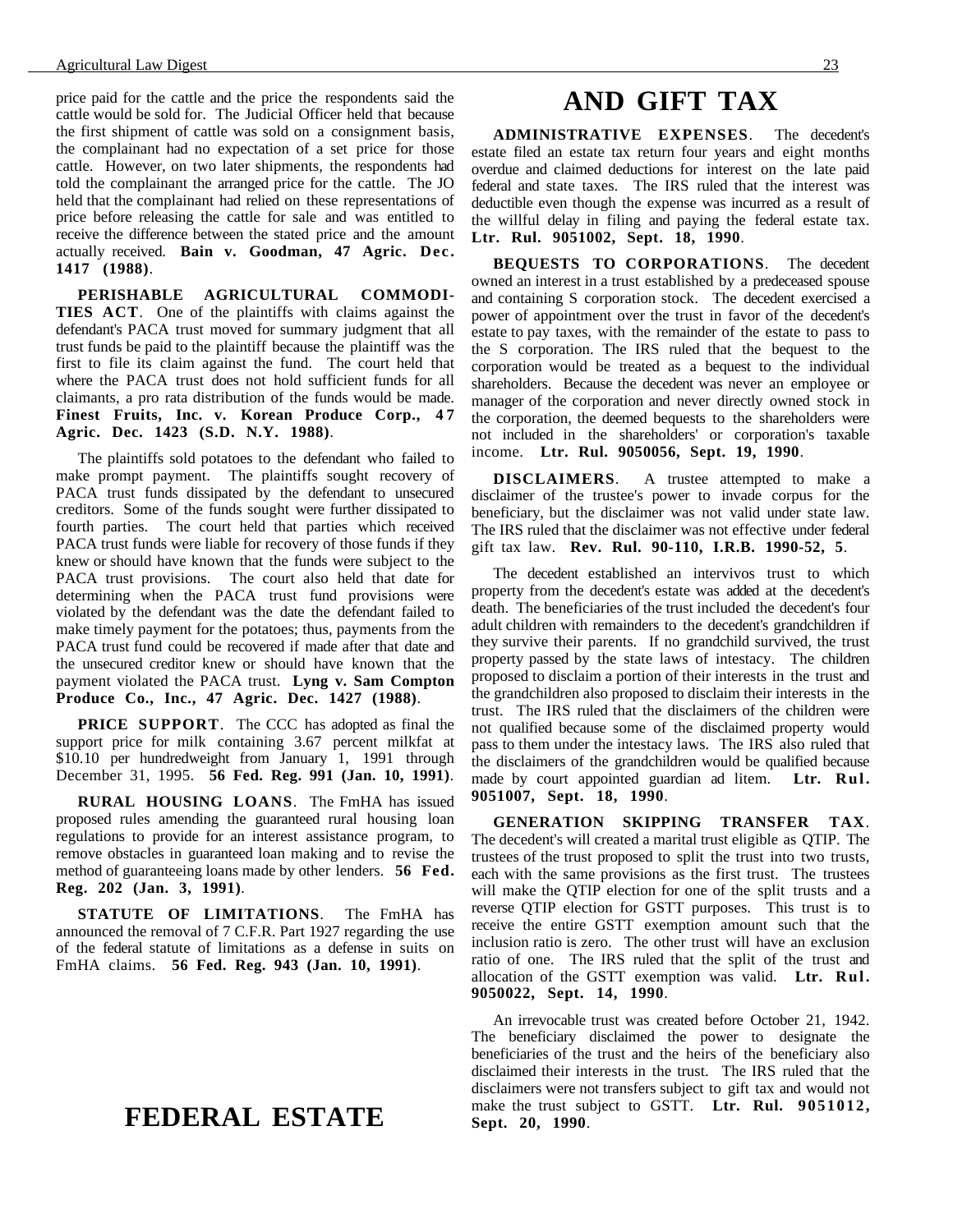price paid for the cattle and the price the respondents said the cattle would be sold for. The Judicial Officer held that because the first shipment of cattle was sold on a consignment basis, the complainant had no expectation of a set price for those cattle. However, on two later shipments, the respondents had told the complainant the arranged price for the cattle. The JO held that the complainant had relied on these representations of price before releasing the cattle for sale and was entitled to receive the difference between the stated price and the amount actually received. **Bain v. Goodman, 47 Agric. Dec. 1417 (1988)**.

**PERISHABLE AGRICULTURAL COMMODITIES ACT**. One of the plaintiffs with claims against the defendant's PACA trust moved for summary judgment that all trust funds be paid to the plaintiff because the plaintiff was the first to file its claim against the fund. The court held that where the PACA trust does not hold sufficient funds for all claimants, a pro rata distribution of the funds would be made. **Finest Fruits, Inc. v. Korean Produce Corp., 47 Agric. Dec. 1423 (S.D. N.Y. 1988)**.

The plaintiffs sold potatoes to the defendant who failed to make prompt payment. The plaintiffs sought recovery of PACA trust funds dissipated by the defendant to unsecured creditors. Some of the funds sought were further dissipated to fourth parties. The court held that parties which received PACA trust funds were liable for recovery of those funds if they knew or should have known that the funds were subject to the PACA trust provisions. The court also held that date for determining when the PACA trust fund provisions were violated by the defendant was the date the defendant failed to make timely payment for the potatoes; thus, payments from the PACA trust fund could be recovered if made after that date and the unsecured creditor knew or should have known that the payment violated the PACA trust. **Lyng v. Sam Compton Produce Co., Inc., 47 Agric. Dec. 1427 (1988)**.

**PRICE SUPPORT**. The CCC has adopted as final the support price for milk containing 3.67 percent milkfat at $10.10 per hundredweight from January 1, 1991 through December 31, 1995. **56 Fed. Reg. 991 (Jan. 10, 1991)**.

**RURAL HOUSING LOANS**. The FmHA has issued proposed rules amending the guaranteed rural housing loan regulations to provide for an interest assistance program, to remove obstacles in guaranteed loan making and to revise the method of guaranteeing loans made by other lenders. **56 Fed. Reg. 202 (Jan. 3, 1991)**.

**STATUTE OF LIMITATIONS**. The FmHA has announced the removal of 7 C.F.R. Part 1927 regarding the use of the federal statute of limitations as a defense in suits on FmHA claims. **56 Fed. Reg. 943 (Jan. 10, 1991)**.

# FEDERAL ESTATE AND GIFT TAX

**ADMINISTRATIVE EXPENSES**. The decedent's estate filed an estate tax return four years and eight months overdue and claimed deductions for interest on the late paid federal and state taxes. The IRS ruled that the interest was deductible even though the expense was incurred as a result of the willful delay in filing and paying the federal estate tax. **Ltr. Rul. 9051002, Sept. 18, 1990**.

**BEQUESTS TO CORPORATIONS**. The decedent owned an interest in a trust established by a predeceased spouse and containing S corporation stock. The decedent exercised a power of appointment over the trust in favor of the decedent's estate to pay taxes, with the remainder of the estate to pass to the S corporation. The IRS ruled that the bequest to the corporation would be treated as a bequest to the individual shareholders. Because the decedent was never an employee or manager of the corporation and never directly owned stock in the corporation, the deemed bequests to the shareholders were not included in the shareholders' or corporation's taxable income. **Ltr. Rul. 9050056, Sept. 19, 1990**.

**DISCLAIMERS**. A trustee attempted to make a disclaimer of the trustee's power to invade corpus for the beneficiary, but the disclaimer was not valid under state law. The IRS ruled that the disclaimer was not effective under federal gift tax law. **Rev. Rul. 90-110, I.R.B. 1990-52, 5**.

The decedent established an intervivos trust to which property from the decedent's estate was added at the decedent's death. The beneficiaries of the trust included the decedent's four adult children with remainders to the decedent's grandchildren if they survive their parents. If no grandchild survived, the trust property passed by the state laws of intestacy. The children proposed to disclaim a portion of their interests in the trust and the grandchildren also proposed to disclaim their interests in the trust. The IRS ruled that the disclaimers of the children were not qualified because some of the disclaimed property would pass to them under the intestacy laws. The IRS also ruled that the disclaimers of the grandchildren would be qualified because made by court appointed guardian ad litem. **Ltr. Rul. 9051007, Sept. 18, 1990**.

**GENERATION SKIPPING TRANSFER TAX**. The decedent's will created a marital trust eligible as QTIP. The trustees of the trust proposed to split the trust into two trusts, each with the same provisions as the first trust. The trustees will make the QTIP election for one of the split trusts and a reverse QTIP election for GSTT purposes. This trust is to receive the entire GSTT exemption amount such that the inclusion ratio is zero. The other trust will have an exclusion ratio of one. The IRS ruled that the split of the trust and allocation of the GSTT exemption was valid. **Ltr. Rul. 9050022, Sept. 14, 1990**.

An irrevocable trust was created before October 21, 1942. The beneficiary disclaimed the power to designate the beneficiaries of the trust and the heirs of the beneficiary also disclaimed their interests in the trust. The IRS ruled that the disclaimers were not transfers subject to gift tax and would not make the trust subject to GSTT. **Ltr. Rul. 9051012, Sept. 20, 1990**.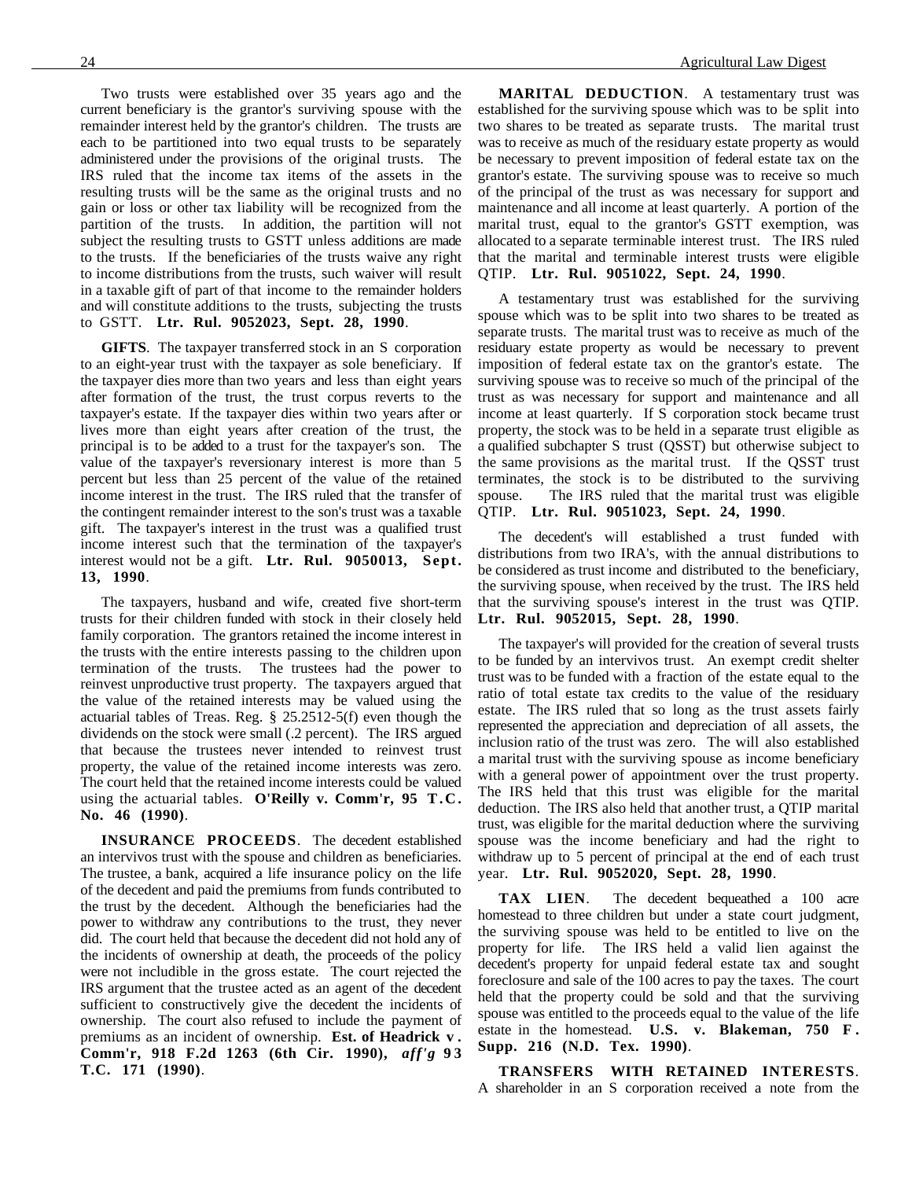Two trusts were established over 35 years ago and the current beneficiary is the grantor's surviving spouse with the remainder interest held by the grantor's children. The trusts are each to be partitioned into two equal trusts to be separately administered under the provisions of the original trusts. The IRS ruled that the income tax items of the assets in the resulting trusts will be the same as the original trusts and no gain or loss or other tax liability will be recognized from the partition of the trusts. In addition, the partition will not subject the resulting trusts to GSTT unless additions are made to the trusts. If the beneficiaries of the trusts waive any right to income distributions from the trusts, such waiver will result in a taxable gift of part of that income to the remainder holders and will constitute additions to the trusts, subjecting the trusts to GSTT. **Ltr. Rul. 9052023, Sept. 28, 1990**.

**GIFTS**. The taxpayer transferred stock in an S corporation to an eight-year trust with the taxpayer as sole beneficiary. If the taxpayer dies more than two years and less than eight years after formation of the trust, the trust corpus reverts to the taxpayer's estate. If the taxpayer dies within two years after or lives more than eight years after creation of the trust, the principal is to be added to a trust for the taxpayer's son. The value of the taxpayer's reversionary interest is more than 5 percent but less than 25 percent of the value of the retained income interest in the trust. The IRS ruled that the transfer of the contingent remainder interest to the son's trust was a taxable gift. The taxpayer's interest in the trust was a qualified trust income interest such that the termination of the taxpayer's interest would not be a gift. **Ltr. Rul. 9050013, Sept. 13, 1990**.

The taxpayers, husband and wife, created five short-term trusts for their children funded with stock in their closely held family corporation. The grantors retained the income interest in the trusts with the entire interests passing to the children upon termination of the trusts. The trustees had the power to reinvest unproductive trust property. The taxpayers argued that the value of the retained interests may be valued using the actuarial tables of Treas. Reg. § 25.2512-5(f) even though the dividends on the stock were small (.2 percent). The IRS argued that because the trustees never intended to reinvest trust property, the value of the retained income interests was zero. The court held that the retained income interests could be valued using the actuarial tables. **O'Reilly v. Comm'r, 95 T.C. No. 46 (1990)**.

**INSURANCE PROCEEDS**. The decedent established an intervivos trust with the spouse and children as beneficiaries. The trustee, a bank, acquired a life insurance policy on the life of the decedent and paid the premiums from funds contributed to the trust by the decedent. Although the beneficiaries had the power to withdraw any contributions to the trust, they never did. The court held that because the decedent did not hold any of the incidents of ownership at death, the proceeds of the policy were not includible in the gross estate. The court rejected the IRS argument that the trustee acted as an agent of the decedent sufficient to constructively give the decedent the incidents of ownership. The court also refused to include the payment of premiums as an incident of ownership. **Est. of Headrick v. Comm'r, 918 F.2d 1263 (6th Cir. 1990), *aff'g* 93 T.C. 171 (1990)**.

**MARITAL DEDUCTION**. A testamentary trust was established for the surviving spouse which was to be split into two shares to be treated as separate trusts. The marital trust was to receive as much of the residuary estate property as would be necessary to prevent imposition of federal estate tax on the grantor's estate. The surviving spouse was to receive so much of the principal of the trust as was necessary for support and maintenance and all income at least quarterly. A portion of the marital trust, equal to the grantor's GSTT exemption, was allocated to a separate terminable interest trust. The IRS ruled that the marital and terminable interest trusts were eligible QTIP. **Ltr. Rul. 9051022, Sept. 24, 1990**.

A testamentary trust was established for the surviving spouse which was to be split into two shares to be treated as separate trusts. The marital trust was to receive as much of the residuary estate property as would be necessary to prevent imposition of federal estate tax on the grantor's estate. The surviving spouse was to receive so much of the principal of the trust as was necessary for support and maintenance and all income at least quarterly. If S corporation stock became trust property, the stock was to be held in a separate trust eligible as a qualified subchapter S trust (QSST) but otherwise subject to the same provisions as the marital trust. If the QSST trust terminates, the stock is to be distributed to the surviving spouse. The IRS ruled that the marital trust was eligible QTIP. **Ltr. Rul. 9051023, Sept. 24, 1990**.

The decedent's will established a trust funded with distributions from two IRA's, with the annual distributions to be considered as trust income and distributed to the beneficiary, the surviving spouse, when received by the trust. The IRS held that the surviving spouse's interest in the trust was QTIP. **Ltr. Rul. 9052015, Sept. 28, 1990**.

The taxpayer's will provided for the creation of several trusts to be funded by an intervivos trust. An exempt credit shelter trust was to be funded with a fraction of the estate equal to the ratio of total estate tax credits to the value of the residuary estate. The IRS ruled that so long as the trust assets fairly represented the appreciation and depreciation of all assets, the inclusion ratio of the trust was zero. The will also established a marital trust with the surviving spouse as income beneficiary with a general power of appointment over the trust property. The IRS held that this trust was eligible for the marital deduction. The IRS also held that another trust, a QTIP marital trust, was eligible for the marital deduction where the surviving spouse was the income beneficiary and had the right to withdraw up to 5 percent of principal at the end of each trust year. **Ltr. Rul. 9052020, Sept. 28, 1990**.

**TAX LIEN**. The decedent bequeathed a 100 acre homestead to three children but under a state court judgment, the surviving spouse was held to be entitled to live on the property for life. The IRS held a valid lien against the decedent's property for unpaid federal estate tax and sought foreclosure and sale of the 100 acres to pay the taxes. The court held that the property could be sold and that the surviving spouse was entitled to the proceeds equal to the value of the life estate in the homestead. **U.S. v. Blakeman, 750 F. Supp. 216 (N.D. Tex. 1990)**.

**TRANSFERS WITH RETAINED INTERESTS**. A shareholder in an S corporation received a note from the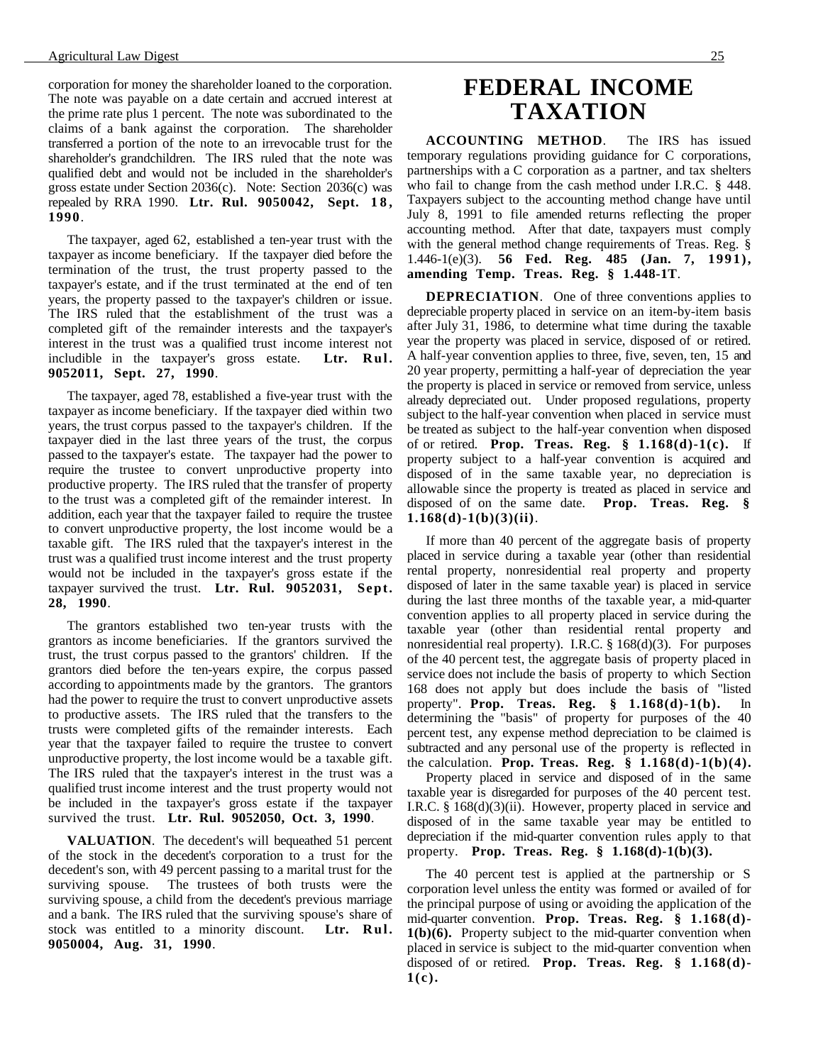corporation for money the shareholder loaned to the corporation. The note was payable on a date certain and accrued interest at the prime rate plus 1 percent. The note was subordinated to the claims of a bank against the corporation. The shareholder transferred a portion of the note to an irrevocable trust for the shareholder's grandchildren. The IRS ruled that the note was qualified debt and would not be included in the shareholder's gross estate under Section 2036(c). Note: Section 2036(c) was repealed by RRA 1990. **Ltr. Rul. 9050042, Sept. 18, 1990**.

The taxpayer, aged 62, established a ten-year trust with the taxpayer as income beneficiary. If the taxpayer died before the termination of the trust, the trust property passed to the taxpayer's estate, and if the trust terminated at the end of ten years, the property passed to the taxpayer's children or issue. The IRS ruled that the establishment of the trust was a completed gift of the remainder interests and the taxpayer's interest in the trust was a qualified trust income interest not includible in the taxpayer's gross estate. **Ltr. Rul. 9052011, Sept. 27, 1990**.

The taxpayer, aged 78, established a five-year trust with the taxpayer as income beneficiary. If the taxpayer died within two years, the trust corpus passed to the taxpayer's children. If the taxpayer died in the last three years of the trust, the corpus passed to the taxpayer's estate. The taxpayer had the power to require the trustee to convert unproductive property into productive property. The IRS ruled that the transfer of property to the trust was a completed gift of the remainder interest. In addition, each year that the taxpayer failed to require the trustee to convert unproductive property, the lost income would be a taxable gift. The IRS ruled that the taxpayer's interest in the trust was a qualified trust income interest and the trust property would not be included in the taxpayer's gross estate if the taxpayer survived the trust. **Ltr. Rul. 9052031, Sept. 28, 1990**.

The grantors established two ten-year trusts with the grantors as income beneficiaries. If the grantors survived the trust, the trust corpus passed to the grantors' children. If the grantors died before the ten-years expire, the corpus passed according to appointments made by the grantors. The grantors had the power to require the trust to convert unproductive assets to productive assets. The IRS ruled that the transfers to the trusts were completed gifts of the remainder interests. Each year that the taxpayer failed to require the trustee to convert unproductive property, the lost income would be a taxable gift. The IRS ruled that the taxpayer's interest in the trust was a qualified trust income interest and the trust property would not be included in the taxpayer's gross estate if the taxpayer survived the trust. **Ltr. Rul. 9052050, Oct. 3, 1990**.

**VALUATION**. The decedent's will bequeathed 51 percent of the stock in the decedent's corporation to a trust for the decedent's son, with 49 percent passing to a marital trust for the surviving spouse. The trustees of both trusts were the surviving spouse, a child from the decedent's previous marriage and a bank. The IRS ruled that the surviving spouse's share of stock was entitled to a minority discount. **Ltr. Rul. 9050004, Aug. 31, 1990**.

# FEDERAL INCOME TAXATION

**ACCOUNTING METHOD**. The IRS has issued temporary regulations providing guidance for C corporations, partnerships with a C corporation as a partner, and tax shelters who fail to change from the cash method under I.R.C. § 448. Taxpayers subject to the accounting method change have until July 8, 1991 to file amended returns reflecting the proper accounting method. After that date, taxpayers must comply with the general method change requirements of Treas. Reg. § 1.446-1(e)(3). **56 Fed. Reg. 485 (Jan. 7, 1991), amending Temp. Treas. Reg. § 1.448-1T**.

**DEPRECIATION**. One of three conventions applies to depreciable property placed in service on an item-by-item basis after July 31, 1986, to determine what time during the taxable year the property was placed in service, disposed of or retired. A half-year convention applies to three, five, seven, ten, 15 and 20 year property, permitting a half-year of depreciation the year the property is placed in service or removed from service, unless already depreciated out. Under proposed regulations, property subject to the half-year convention when placed in service must be treated as subject to the half-year convention when disposed of or retired. **Prop. Treas. Reg. § 1.168(d)-1(c).** If property subject to a half-year convention is acquired and disposed of in the same taxable year, no depreciation is allowable since the property is treated as placed in service and disposed of on the same date. **Prop. Treas. Reg. § 1.168(d)-1(b)(3)(ii)**.

If more than 40 percent of the aggregate basis of property placed in service during a taxable year (other than residential rental property, nonresidential real property and property disposed of later in the same taxable year) is placed in service during the last three months of the taxable year, a mid-quarter convention applies to all property placed in service during the taxable year (other than residential rental property and nonresidential real property). I.R.C. § 168(d)(3). For purposes of the 40 percent test, the aggregate basis of property placed in service does not include the basis of property to which Section 168 does not apply but does include the basis of "listed property". **Prop. Treas. Reg. § 1.168(d)-1(b).** In determining the "basis" of property for purposes of the 40 percent test, any expense method depreciation to be claimed is subtracted and any personal use of the property is reflected in the calculation. **Prop. Treas. Reg. § 1.168(d)-1(b)(4).**

Property placed in service and disposed of in the same taxable year is disregarded for purposes of the 40 percent test. I.R.C. § 168(d)(3)(ii). However, property placed in service and disposed of in the same taxable year may be entitled to depreciation if the mid-quarter convention rules apply to that property. **Prop. Treas. Reg. § 1.168(d)-1(b)(3).**

The 40 percent test is applied at the partnership or S corporation level unless the entity was formed or availed of for the principal purpose of using or avoiding the application of the mid-quarter convention. **Prop. Treas. Reg. § 1.168(d)-1(b)(6).** Property subject to the mid-quarter convention when placed in service is subject to the mid-quarter convention when disposed of or retired. **Prop. Treas. Reg. § 1.168(d)-1(c).**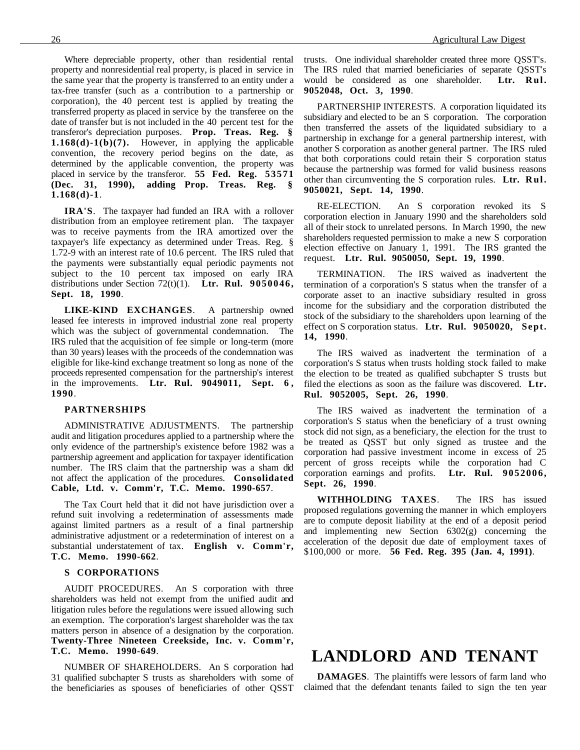Where depreciable property, other than residential rental property and nonresidential real property, is placed in service in the same year that the property is transferred to an entity under a tax-free transfer (such as a contribution to a partnership or corporation), the 40 percent test is applied by treating the transferred property as placed in service by the transferee on the date of transfer but is not included in the 40 percent test for the transferor's depreciation purposes. **Prop. Treas. Reg. § 1.168(d)-1(b)(7).** However, in applying the applicable convention, the recovery period begins on the date, as determined by the applicable convention, the property was placed in service by the transferor. **55 Fed. Reg. 53571 (Dec. 31, 1990), adding Prop. Treas. Reg. § 1.168(d)-1**.

**IRA'S**. The taxpayer had funded an IRA with a rollover distribution from an employee retirement plan. The taxpayer was to receive payments from the IRA amortized over the taxpayer's life expectancy as determined under Treas. Reg. § 1.72-9 with an interest rate of 10.6 percent. The IRS ruled that the payments were substantially equal periodic payments not subject to the 10 percent tax imposed on early IRA distributions under Section 72(t)(1). **Ltr. Rul. 9050046, Sept. 18, 1990**.

**LIKE-KIND EXCHANGES**. A partnership owned leased fee interests in improved industrial zone real property which was the subject of governmental condemnation. The IRS ruled that the acquisition of fee simple or long-term (more than 30 years) leases with the proceeds of the condemnation was eligible for like-kind exchange treatment so long as none of the proceeds represented compensation for the partnership's interest in the improvements. **Ltr. Rul. 9049011, Sept. 6, 1990**.

### PARTNERSHIPS

ADMINISTRATIVE ADJUSTMENTS. The partnership audit and litigation procedures applied to a partnership where the only evidence of the partnership's existence before 1982 was a partnership agreement and application for taxpayer identification number. The IRS claim that the partnership was a sham did not affect the application of the procedures. **Consolidated Cable, Ltd. v. Comm'r, T.C. Memo. 1990-657**.

The Tax Court held that it did not have jurisdiction over a refund suit involving a redetermination of assessments made against limited partners as a result of a final partnership administrative adjustment or a redetermination of interest on a substantial understatement of tax. **English v. Comm'r, T.C. Memo. 1990-662**.

### S CORPORATIONS

AUDIT PROCEDURES. An S corporation with three shareholders was held not exempt from the unified audit and litigation rules before the regulations were issued allowing such an exemption. The corporation's largest shareholder was the tax matters person in absence of a designation by the corporation. **Twenty-Three Nineteen Creekside, Inc. v. Comm'r, T.C. Memo. 1990-649**.

NUMBER OF SHAREHOLDERS. An S corporation had 31 qualified subchapter S trusts as shareholders with some of the beneficiaries as spouses of beneficiaries of other QSST trusts. One individual shareholder created three more QSST's. The IRS ruled that married beneficiaries of separate QSST's would be considered as one shareholder. **Ltr. Rul. 9052048, Oct. 3, 1990**.

PARTNERSHIP INTERESTS. A corporation liquidated its subsidiary and elected to be an S corporation. The corporation then transferred the assets of the liquidated subsidiary to a partnership in exchange for a general partnership interest, with another S corporation as another general partner. The IRS ruled that both corporations could retain their S corporation status because the partnership was formed for valid business reasons other than circumventing the S corporation rules. **Ltr. Rul. 9050021, Sept. 14, 1990**.

RE-ELECTION. An S corporation revoked its S corporation election in January 1990 and the shareholders sold all of their stock to unrelated persons. In March 1990, the new shareholders requested permission to make a new S corporation election effective on January 1, 1991. The IRS granted the request. **Ltr. Rul. 9050050, Sept. 19, 1990**.

TERMINATION. The IRS waived as inadvertent the termination of a corporation's S status when the transfer of a corporate asset to an inactive subsidiary resulted in gross income for the subsidiary and the corporation distributed the stock of the subsidiary to the shareholders upon learning of the effect on S corporation status. **Ltr. Rul. 9050020, Sept. 14, 1990**.

The IRS waived as inadvertent the termination of a corporation's S status when trusts holding stock failed to make the election to be treated as qualified subchapter S trusts but filed the elections as soon as the failure was discovered. **Ltr. Rul. 9052005, Sept. 26, 1990**.

The IRS waived as inadvertent the termination of a corporation's S status when the beneficiary of a trust owning stock did not sign, as a beneficiary, the election for the trust to be treated as QSST but only signed as trustee and the corporation had passive investment income in excess of 25 percent of gross receipts while the corporation had C corporation earnings and profits. **Ltr. Rul. 9052006, Sept. 26, 1990**.

**WITHHOLDING TAXES**. The IRS has issued proposed regulations governing the manner in which employers are to compute deposit liability at the end of a deposit period and implementing new Section 6302(g) concerning the acceleration of the deposit due date of employment taxes of $100,000 or more. **56 Fed. Reg. 395 (Jan. 4, 1991)**.

# LANDLORD AND TENANT

**DAMAGES**. The plaintiffs were lessors of farm land who claimed that the defendant tenants failed to sign the ten year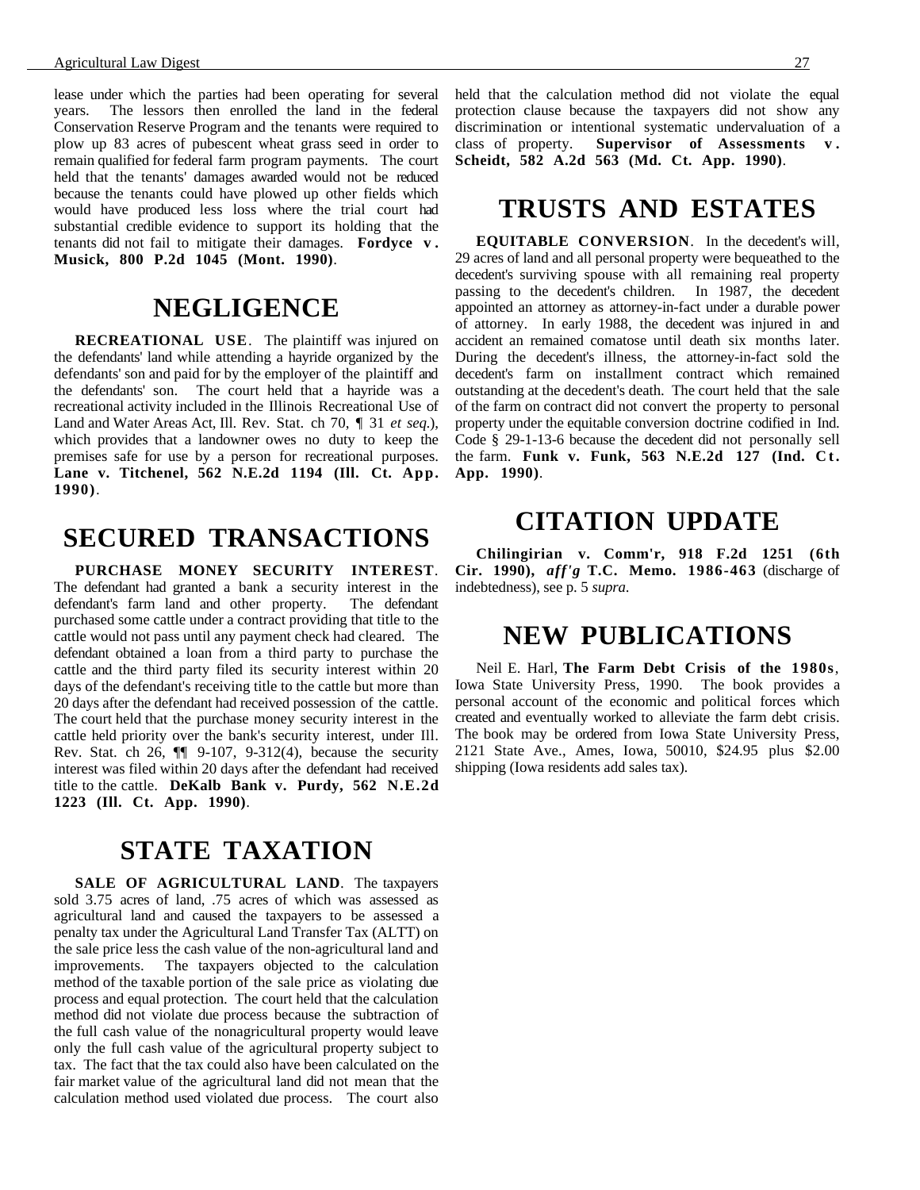lease under which the parties had been operating for several years. The lessors then enrolled the land in the federal Conservation Reserve Program and the tenants were required to plow up 83 acres of pubescent wheat grass seed in order to remain qualified for federal farm program payments. The court held that the tenants' damages awarded would not be reduced because the tenants could have plowed up other fields which would have produced less loss where the trial court had substantial credible evidence to support its holding that the tenants did not fail to mitigate their damages. **Fordyce v. Musick, 800 P.2d 1045 (Mont. 1990)**.

# NEGLIGENCE

**RECREATIONAL USE**. The plaintiff was injured on the defendants' land while attending a hayride organized by the defendants' son and paid for by the employer of the plaintiff and the defendants' son. The court held that a hayride was a recreational activity included in the Illinois Recreational Use of Land and Water Areas Act, Ill. Rev. Stat. ch 70, ¶ 31 *et seq.*), which provides that a landowner owes no duty to keep the premises safe for use by a person for recreational purposes. **Lane v. Titchenel, 562 N.E.2d 1194 (Ill. Ct. App. 1990)**.

# SECURED TRANSACTIONS

**PURCHASE MONEY SECURITY INTEREST**. The defendant had granted a bank a security interest in the defendant's farm land and other property. The defendant purchased some cattle under a contract providing that title to the cattle would not pass until any payment check had cleared. The defendant obtained a loan from a third party to purchase the cattle and the third party filed its security interest within 20 days of the defendant's receiving title to the cattle but more than 20 days after the defendant had received possession of the cattle. The court held that the purchase money security interest in the cattle held priority over the bank's security interest, under Ill. Rev. Stat. ch 26, ¶¶ 9-107, 9-312(4), because the security interest was filed within 20 days after the defendant had received title to the cattle. **DeKalb Bank v. Purdy, 562 N.E.2d 1223 (Ill. Ct. App. 1990)**.

# STATE TAXATION

**SALE OF AGRICULTURAL LAND**. The taxpayers sold 3.75 acres of land, .75 acres of which was assessed as agricultural land and caused the taxpayers to be assessed a penalty tax under the Agricultural Land Transfer Tax (ALTT) on the sale price less the cash value of the non-agricultural land and improvements. The taxpayers objected to the calculation method of the taxable portion of the sale price as violating due process and equal protection. The court held that the calculation method did not violate due process because the subtraction of the full cash value of the nonagricultural property would leave only the full cash value of the agricultural property subject to tax. The fact that the tax could also have been calculated on the fair market value of the agricultural land did not mean that the calculation method used violated due process. The court also held that the calculation method did not violate the equal protection clause because the taxpayers did not show any discrimination or intentional systematic undervaluation of a class of property. **Supervisor of Assessments v. Scheidt, 582 A.2d 563 (Md. Ct. App. 1990)**.

# TRUSTS AND ESTATES

**EQUITABLE CONVERSION**. In the decedent's will, 29 acres of land and all personal property were bequeathed to the decedent's surviving spouse with all remaining real property passing to the decedent's children. In 1987, the decedent appointed an attorney as attorney-in-fact under a durable power of attorney. In early 1988, the decedent was injured in and accident an remained comatose until death six months later. During the decedent's illness, the attorney-in-fact sold the decedent's farm on installment contract which remained outstanding at the decedent's death. The court held that the sale of the farm on contract did not convert the property to personal property under the equitable conversion doctrine codified in Ind. Code § 29-1-13-6 because the decedent did not personally sell the farm. **Funk v. Funk, 563 N.E.2d 127 (Ind. Ct. App. 1990)**.

# CITATION UPDATE

**Chilingirian v. Comm'r, 918 F.2d 1251 (6th Cir. 1990), *aff'g* T.C. Memo. 1986-463** (discharge of indebtedness), see p. 5 *supra*.

# NEW PUBLICATIONS

Neil E. Harl, **The Farm Debt Crisis of the 1980s**, Iowa State University Press, 1990. The book provides a personal account of the economic and political forces which created and eventually worked to alleviate the farm debt crisis. The book may be ordered from Iowa State University Press, 2121 State Ave., Ames, Iowa, 50010, $24.95 plus $2.00 shipping (Iowa residents add sales tax).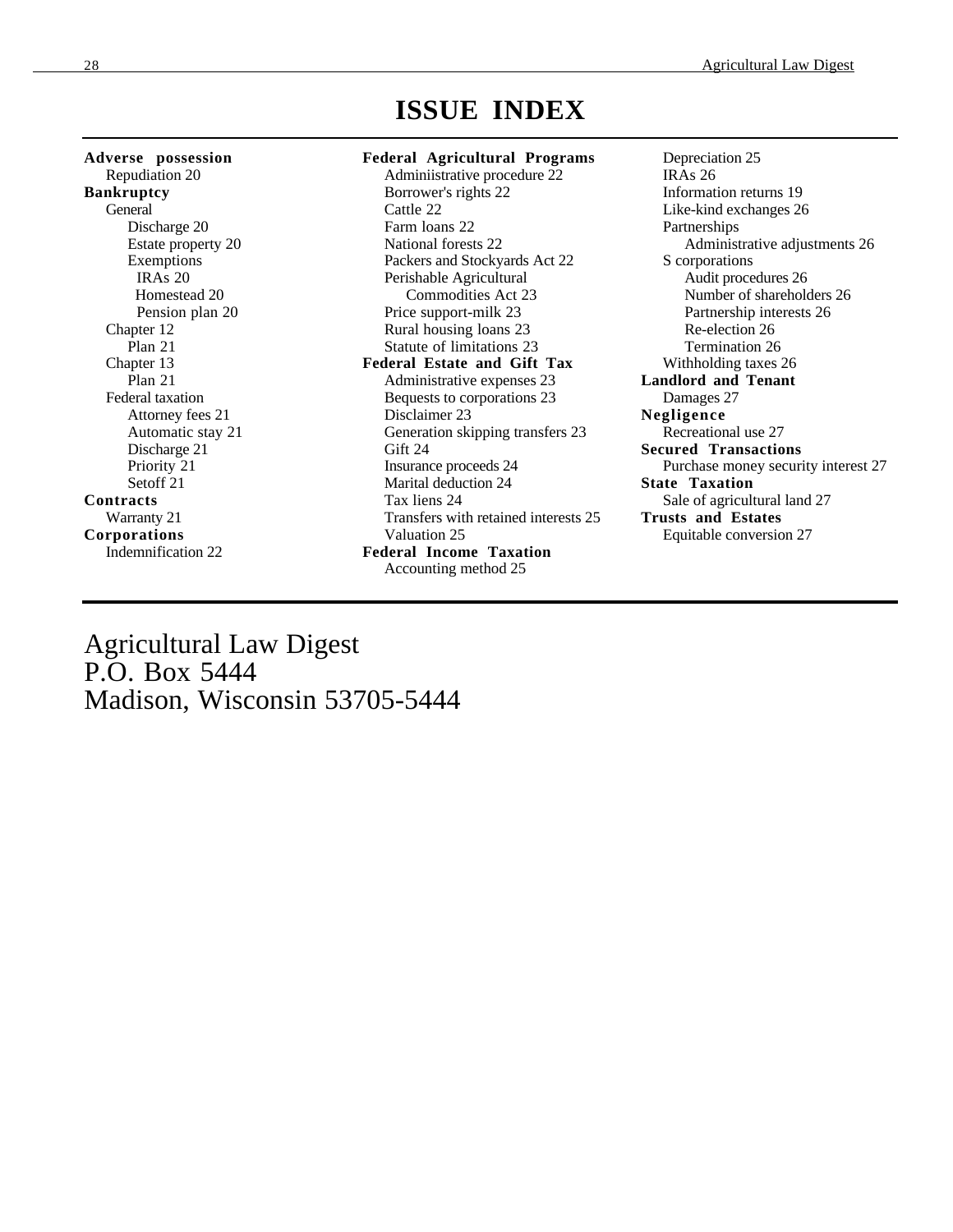# ISSUE INDEX

**Adverse possession**
- Repudiation 20

**Bankruptcy**
- General
  - Discharge 20
  - Estate property 20
  - Exemptions
    - IRAs 20
    - Homestead 20
    - Pension plan 20
- Chapter 12
  - Plan 21
- Chapter 13
  - Plan 21
- Federal taxation
  - Attorney fees 21
  - Automatic stay 21
  - Discharge 21
  - Priority 21
  - Setoff 21

**Contracts**
- Warranty 21

**Corporations**
- Indemnification 22

**Federal Agricultural Programs**
- Adminiistrative procedure 22
- Borrower's rights 22
- Cattle 22
- Farm loans 22
- National forests 22
- Packers and Stockyards Act 22
- Perishable Agricultural Commodities Act 23
- Price support-milk 23
- Rural housing loans 23
- Statute of limitations 23

**Federal Estate and Gift Tax**
- Administrative expenses 23
- Bequests to corporations 23
- Disclaimer 23
- Generation skipping transfers 23
- Gift 24
- Insurance proceeds 24
- Marital deduction 24
- Tax liens 24
- Transfers with retained interests 25
- Valuation 25

**Federal Income Taxation**
- Accounting method 25
- Depreciation 25
- IRAs 26
- Information returns 19
- Like-kind exchanges 26
- Partnerships
  - Administrative adjustments 26
- S corporations
  - Audit procedures 26
  - Number of shareholders 26
  - Partnership interests 26
  - Re-election 26
  - Termination 26
- Withholding taxes 26

**Landlord and Tenant**
- Damages 27

**Negligence**
- Recreational use 27

**Secured Transactions**
- Purchase money security interest 27

**State Taxation**
- Sale of agricultural land 27

**Trusts and Estates**
- Equitable conversion 27

Agricultural Law Digest
P.O. Box 5444
Madison, Wisconsin 53705-5444